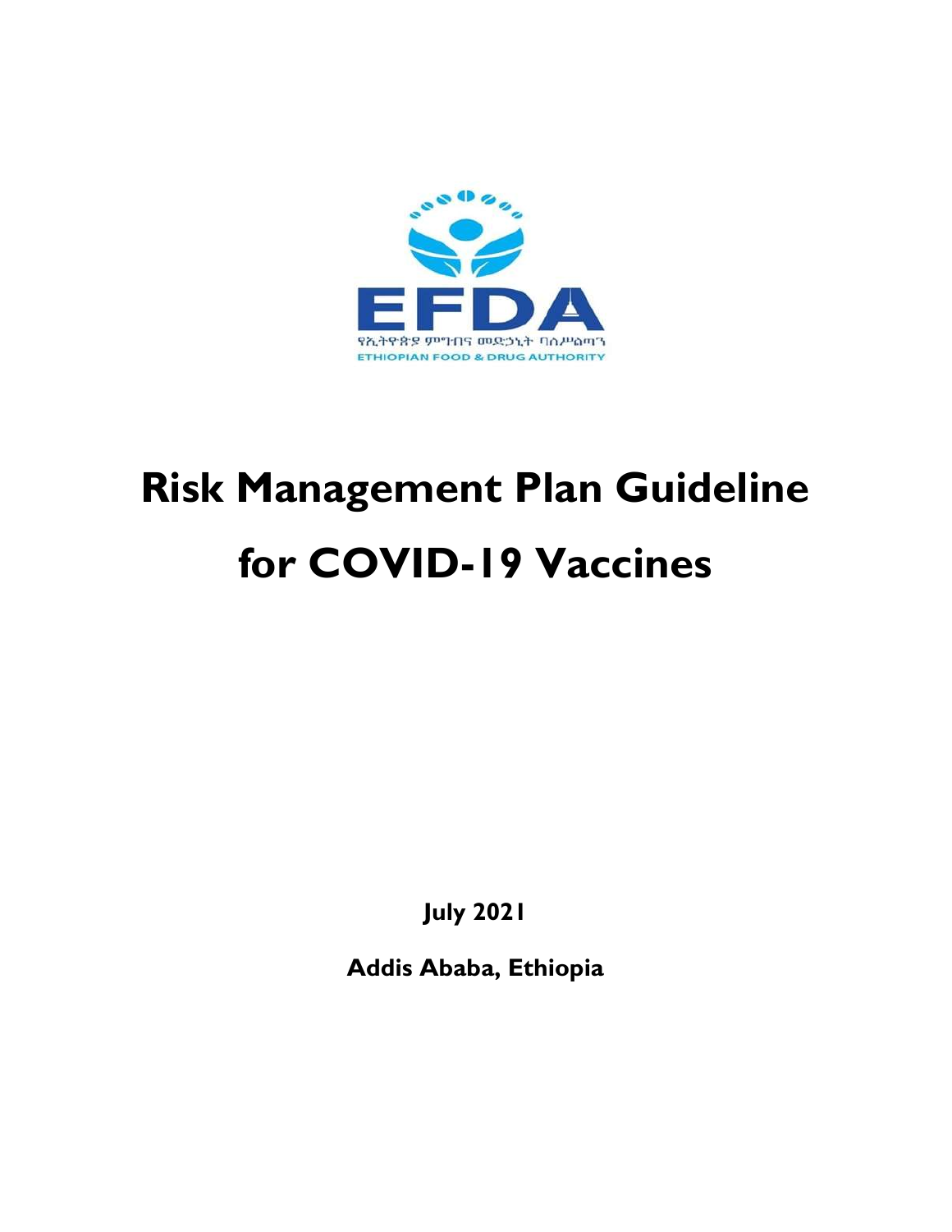EFDA

የኢትዮጵያ ምግብና መድኃኒት ባለሥልጣን

ETHIOPIAN FOOD & DRUG AUTHORITY

# Risk Management Plan Guideline for COVID-19 Vaccines

**July 2021**

**Addis Ababa, Ethiopia**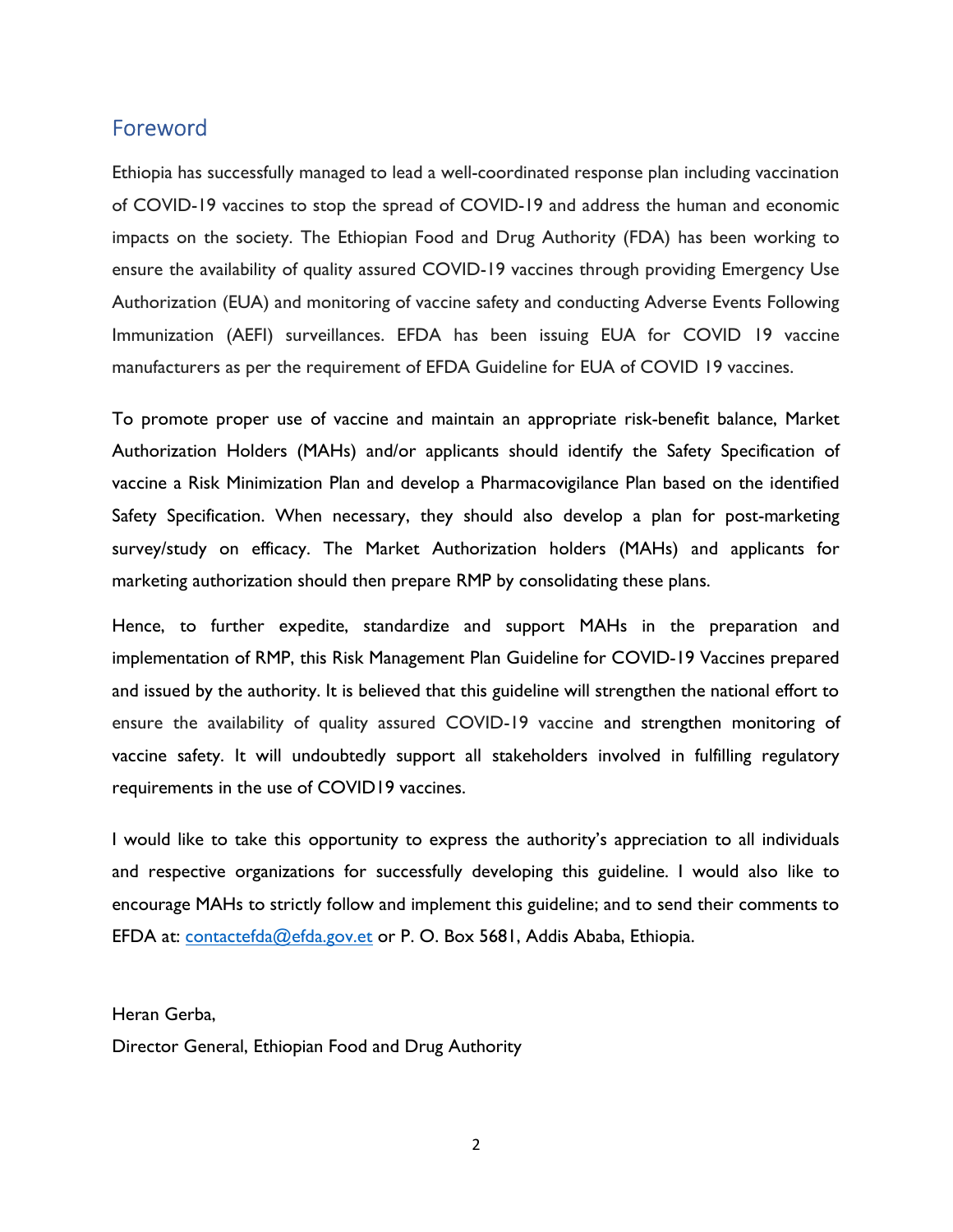## Foreword

Ethiopia has successfully managed to lead a well-coordinated response plan including vaccination of COVID-19 vaccines to stop the spread of COVID-19 and address the human and economic impacts on the society. The Ethiopian Food and Drug Authority (FDA) has been working to ensure the availability of quality assured COVID-19 vaccines through providing Emergency Use Authorization (EUA) and monitoring of vaccine safety and conducting Adverse Events Following Immunization (AEFI) surveillances. EFDA has been issuing EUA for COVID 19 vaccine manufacturers as per the requirement of EFDA Guideline for EUA of COVID 19 vaccines.

To promote proper use of vaccine and maintain an appropriate risk-benefit balance, Market Authorization Holders (MAHs) and/or applicants should identify the Safety Specification of vaccine a Risk Minimization Plan and develop a Pharmacovigilance Plan based on the identified Safety Specification. When necessary, they should also develop a plan for post-marketing survey/study on efficacy. The Market Authorization holders (MAHs) and applicants for marketing authorization should then prepare RMP by consolidating these plans.

Hence, to further expedite, standardize and support MAHs in the preparation and implementation of RMP, this Risk Management Plan Guideline for COVID-19 Vaccines prepared and issued by the authority. It is believed that this guideline will strengthen the national effort to ensure the availability of quality assured COVID-19 vaccine and strengthen monitoring of vaccine safety. It will undoubtedly support all stakeholders involved in fulfilling regulatory requirements in the use of COVID19 vaccines.

I would like to take this opportunity to express the authority's appreciation to all individuals and respective organizations for successfully developing this guideline. I would also like to encourage MAHs to strictly follow and implement this guideline; and to send their comments to EFDA at: contactefda@efda.gov.et or P. O. Box 5681, Addis Ababa, Ethiopia.

Heran Gerba,

Director General, Ethiopian Food and Drug Authority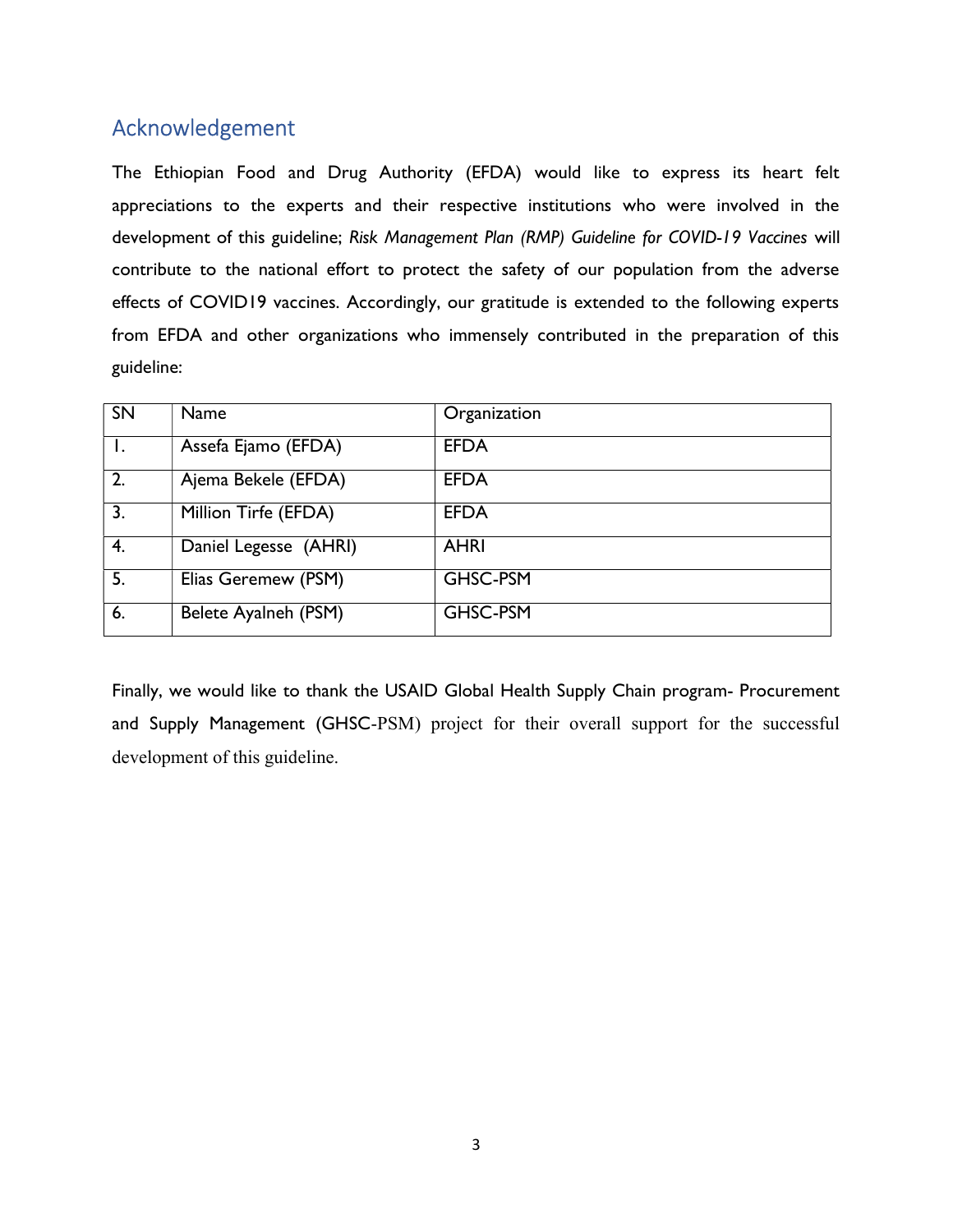## Acknowledgement

The Ethiopian Food and Drug Authority (EFDA) would like to express its heart felt appreciations to the experts and their respective institutions who were involved in the development of this guideline; *Risk Management Plan (RMP) Guideline for COVID-19 Vaccines* will contribute to the national effort to protect the safety of our population from the adverse effects of COVID19 vaccines. Accordingly, our gratitude is extended to the following experts from EFDA and other organizations who immensely contributed in the preparation of this guideline:

| SN | Name | Organization |
|---|---|---|
| 1. | Assefa Ejamo (EFDA) | EFDA |
| 2. | Ajema Bekele (EFDA) | EFDA |
| 3. | Million Tirfe (EFDA) | EFDA |
| 4. | Daniel Legesse (AHRI) | AHRI |
| 5. | Elias Geremew (PSM) | GHSC-PSM |
| 6. | Belete Ayalneh (PSM) | GHSC-PSM |

Finally, we would like to thank the USAID Global Health Supply Chain program- Procurement and Supply Management (GHSC-PSM) project for their overall support for the successful development of this guideline.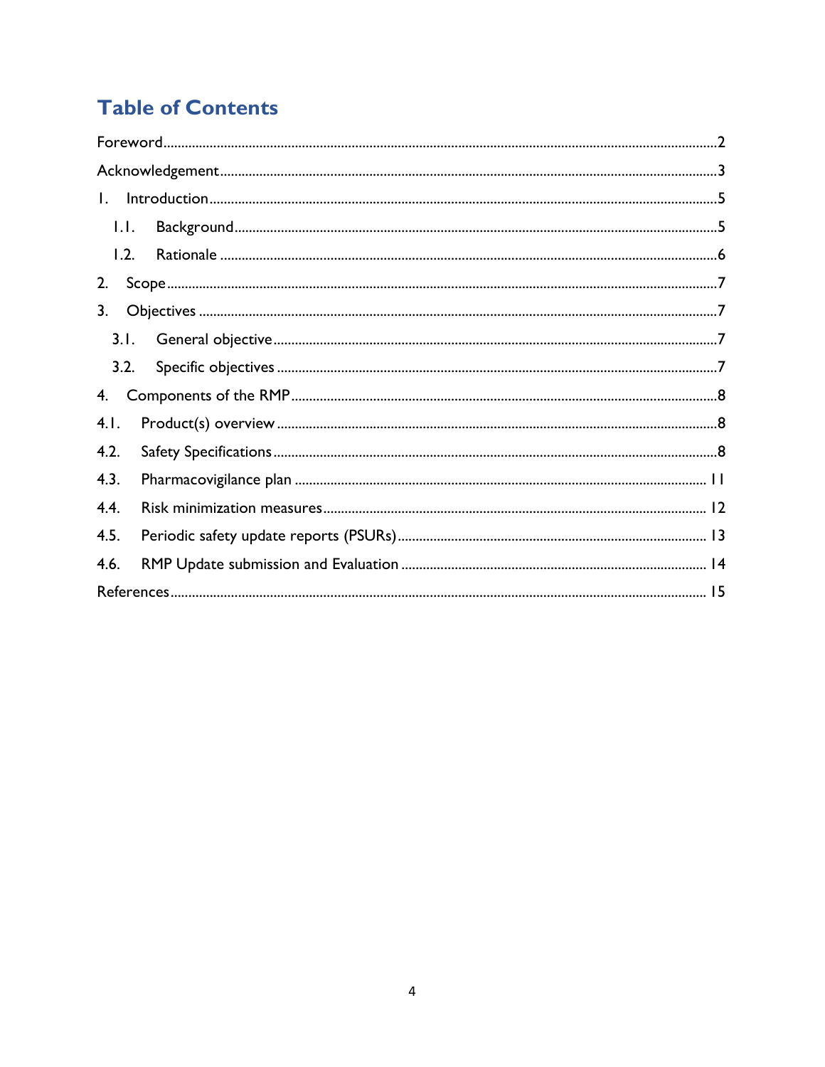# Table of Contents

Foreword........................................................................................................................................2

Acknowledgement..........................................................................................................................3

1. Introduction..............................................................................................................................5

   1.1. Background.........................................................................................................................5

   1.2. Rationale .............................................................................................................................6

2. Scope.........................................................................................................................................7

3. Objectives .................................................................................................................................7

   3.1. General objective..................................................................................................................7

   3.2. Specific objectives .................................................................................................................7

4. Components of the RMP.............................................................................................................8

4.1. Product(s) overview ...................................................................................................................8

4.2. Safety Specifications ...................................................................................................................8

4.3. Pharmacovigilance plan ............................................................................................................ 11

4.4. Risk minimization measures....................................................................................................... 12

4.5. Periodic safety update reports (PSURs)...................................................................................... 13

4.6. RMP Update submission and Evaluation .................................................................................... 14

References....................................................................................................................................... 15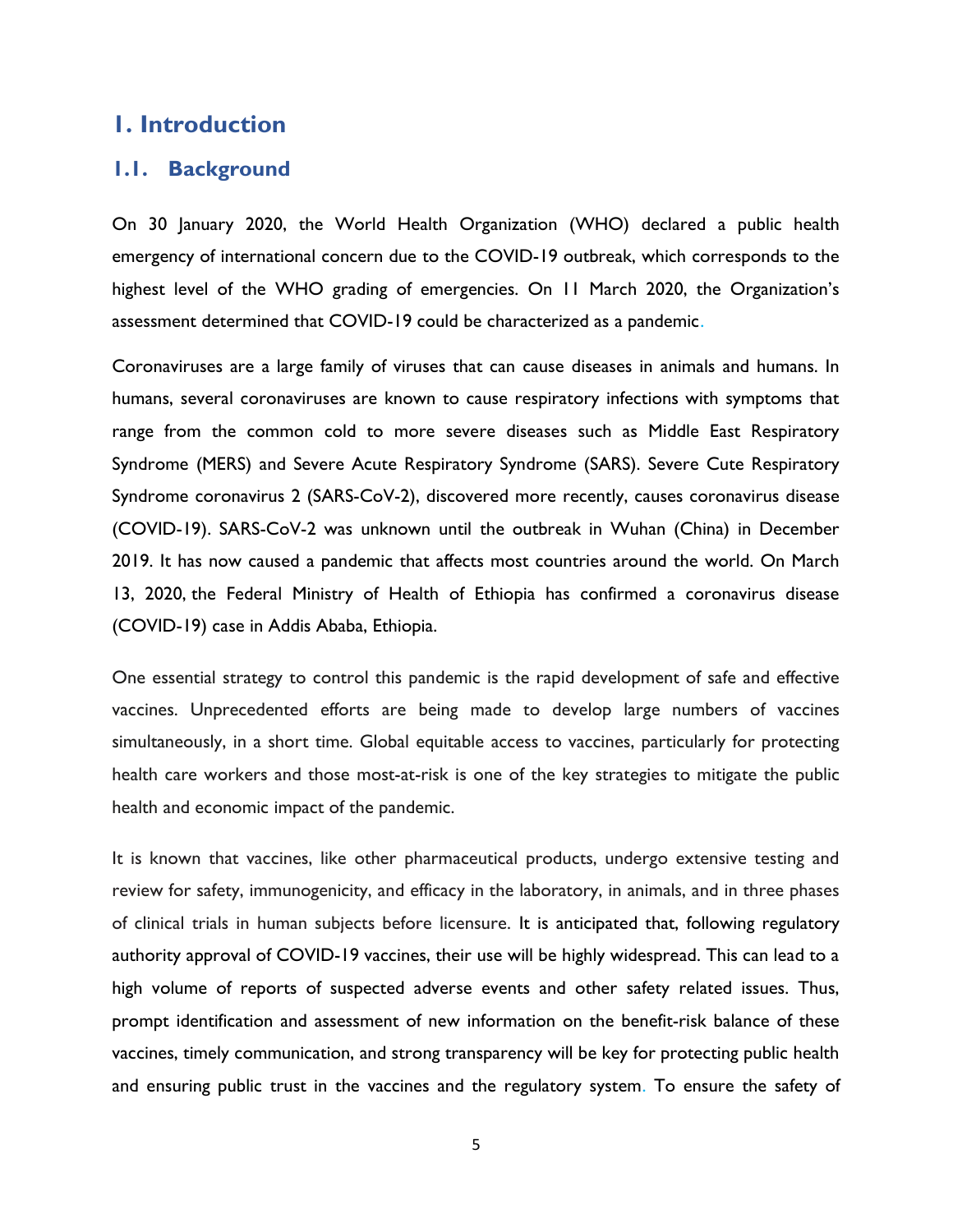# 1. Introduction

## 1.1. Background

On 30 January 2020, the World Health Organization (WHO) declared a public health emergency of international concern due to the COVID-19 outbreak, which corresponds to the highest level of the WHO grading of emergencies. On 11 March 2020, the Organization's assessment determined that COVID-19 could be characterized as a pandemic.

Coronaviruses are a large family of viruses that can cause diseases in animals and humans. In humans, several coronaviruses are known to cause respiratory infections with symptoms that range from the common cold to more severe diseases such as Middle East Respiratory Syndrome (MERS) and Severe Acute Respiratory Syndrome (SARS). Severe Cute Respiratory Syndrome coronavirus 2 (SARS-CoV-2), discovered more recently, causes coronavirus disease (COVID-19). SARS-CoV-2 was unknown until the outbreak in Wuhan (China) in December 2019. It has now caused a pandemic that affects most countries around the world. On March 13, 2020, the Federal Ministry of Health of Ethiopia has confirmed a coronavirus disease (COVID-19) case in Addis Ababa, Ethiopia.

One essential strategy to control this pandemic is the rapid development of safe and effective vaccines. Unprecedented efforts are being made to develop large numbers of vaccines simultaneously, in a short time. Global equitable access to vaccines, particularly for protecting health care workers and those most-at-risk is one of the key strategies to mitigate the public health and economic impact of the pandemic.

It is known that vaccines, like other pharmaceutical products, undergo extensive testing and review for safety, immunogenicity, and efficacy in the laboratory, in animals, and in three phases of clinical trials in human subjects before licensure. It is anticipated that, following regulatory authority approval of COVID-19 vaccines, their use will be highly widespread. This can lead to a high volume of reports of suspected adverse events and other safety related issues. Thus, prompt identification and assessment of new information on the benefit-risk balance of these vaccines, timely communication, and strong transparency will be key for protecting public health and ensuring public trust in the vaccines and the regulatory system. To ensure the safety of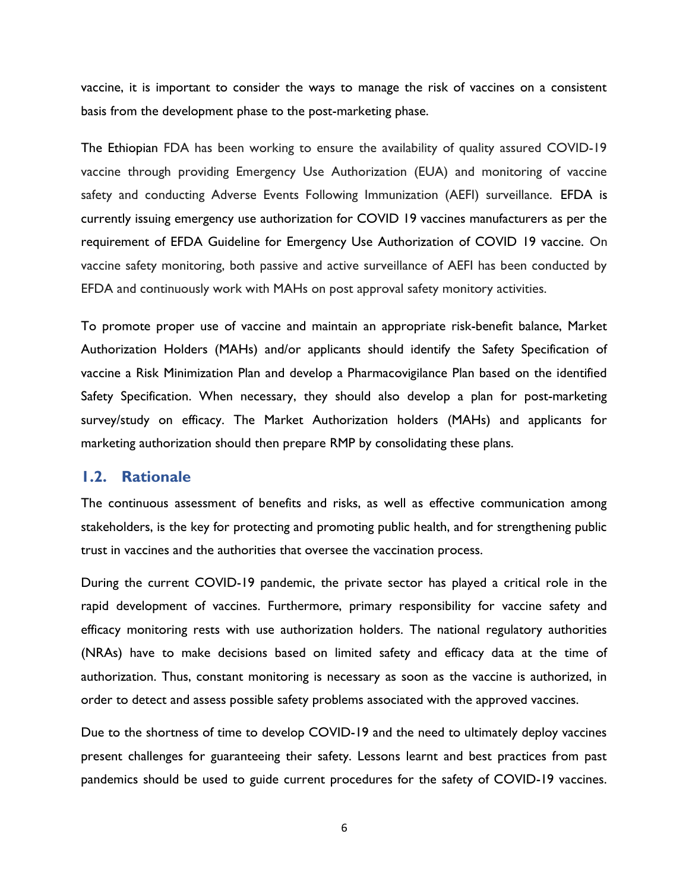vaccine, it is important to consider the ways to manage the risk of vaccines on a consistent basis from the development phase to the post-marketing phase.

The Ethiopian FDA has been working to ensure the availability of quality assured COVID-19 vaccine through providing Emergency Use Authorization (EUA) and monitoring of vaccine safety and conducting Adverse Events Following Immunization (AEFI) surveillance. EFDA is currently issuing emergency use authorization for COVID 19 vaccines manufacturers as per the requirement of EFDA Guideline for Emergency Use Authorization of COVID 19 vaccine. On vaccine safety monitoring, both passive and active surveillance of AEFI has been conducted by EFDA and continuously work with MAHs on post approval safety monitory activities.

To promote proper use of vaccine and maintain an appropriate risk-benefit balance, Market Authorization Holders (MAHs) and/or applicants should identify the Safety Specification of vaccine a Risk Minimization Plan and develop a Pharmacovigilance Plan based on the identified Safety Specification. When necessary, they should also develop a plan for post-marketing survey/study on efficacy. The Market Authorization holders (MAHs) and applicants for marketing authorization should then prepare RMP by consolidating these plans.

## 1.2. Rationale

The continuous assessment of benefits and risks, as well as effective communication among stakeholders, is the key for protecting and promoting public health, and for strengthening public trust in vaccines and the authorities that oversee the vaccination process.

During the current COVID-19 pandemic, the private sector has played a critical role in the rapid development of vaccines. Furthermore, primary responsibility for vaccine safety and efficacy monitoring rests with use authorization holders. The national regulatory authorities (NRAs) have to make decisions based on limited safety and efficacy data at the time of authorization. Thus, constant monitoring is necessary as soon as the vaccine is authorized, in order to detect and assess possible safety problems associated with the approved vaccines.

Due to the shortness of time to develop COVID-19 and the need to ultimately deploy vaccines present challenges for guaranteeing their safety. Lessons learnt and best practices from past pandemics should be used to guide current procedures for the safety of COVID-19 vaccines.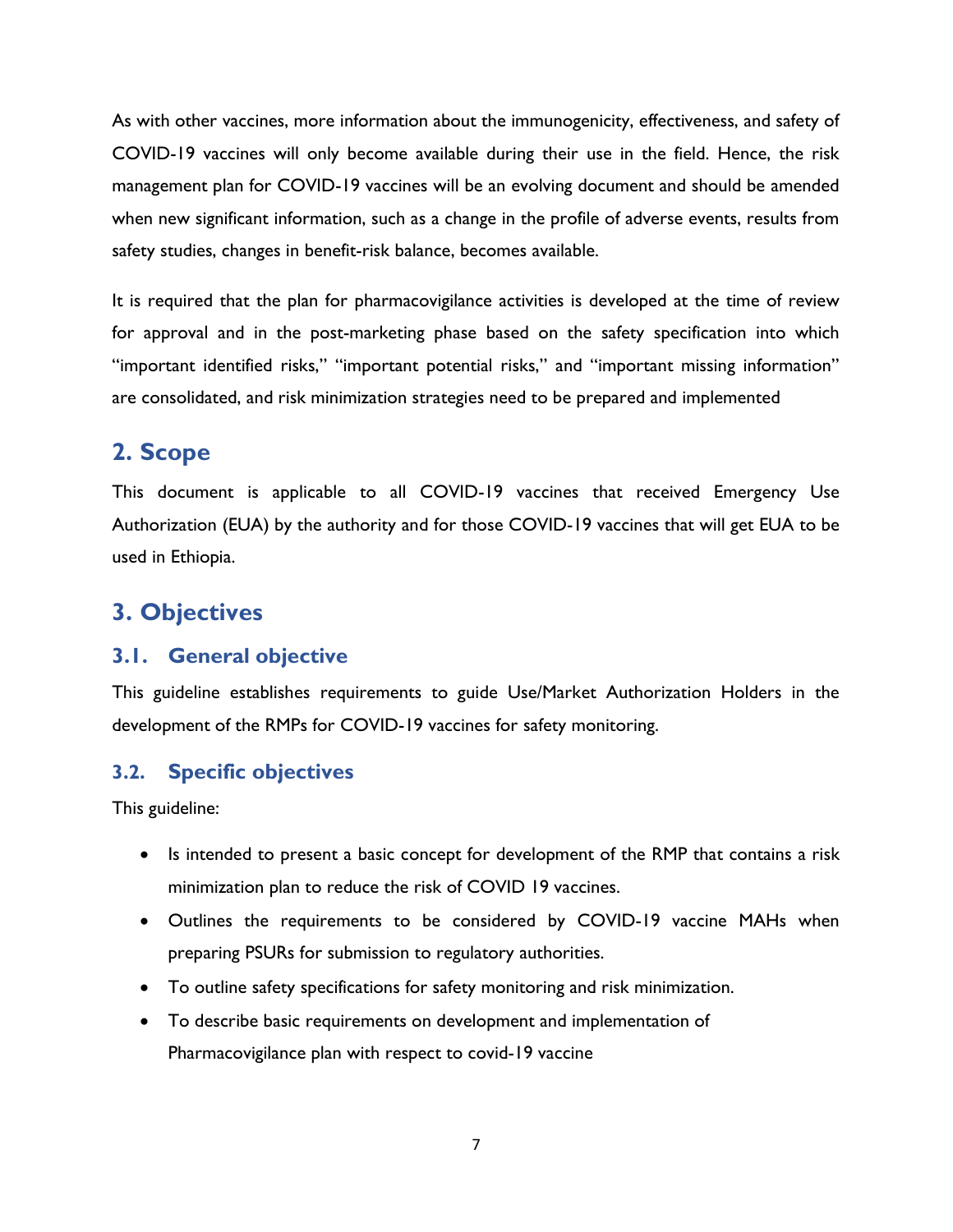As with other vaccines, more information about the immunogenicity, effectiveness, and safety of COVID-19 vaccines will only become available during their use in the field. Hence, the risk management plan for COVID-19 vaccines will be an evolving document and should be amended when new significant information, such as a change in the profile of adverse events, results from safety studies, changes in benefit-risk balance, becomes available.

It is required that the plan for pharmacovigilance activities is developed at the time of review for approval and in the post-marketing phase based on the safety specification into which "important identified risks," "important potential risks," and "important missing information" are consolidated, and risk minimization strategies need to be prepared and implemented

## 2. Scope

This document is applicable to all COVID-19 vaccines that received Emergency Use Authorization (EUA) by the authority and for those COVID-19 vaccines that will get EUA to be used in Ethiopia.

## 3. Objectives

### 3.1. General objective

This guideline establishes requirements to guide Use/Market Authorization Holders in the development of the RMPs for COVID-19 vaccines for safety monitoring.

### 3.2. Specific objectives

This guideline:

- Is intended to present a basic concept for development of the RMP that contains a risk minimization plan to reduce the risk of COVID 19 vaccines.
- Outlines the requirements to be considered by COVID-19 vaccine MAHs when preparing PSURs for submission to regulatory authorities.
- To outline safety specifications for safety monitoring and risk minimization.
- To describe basic requirements on development and implementation of Pharmacovigilance plan with respect to covid-19 vaccine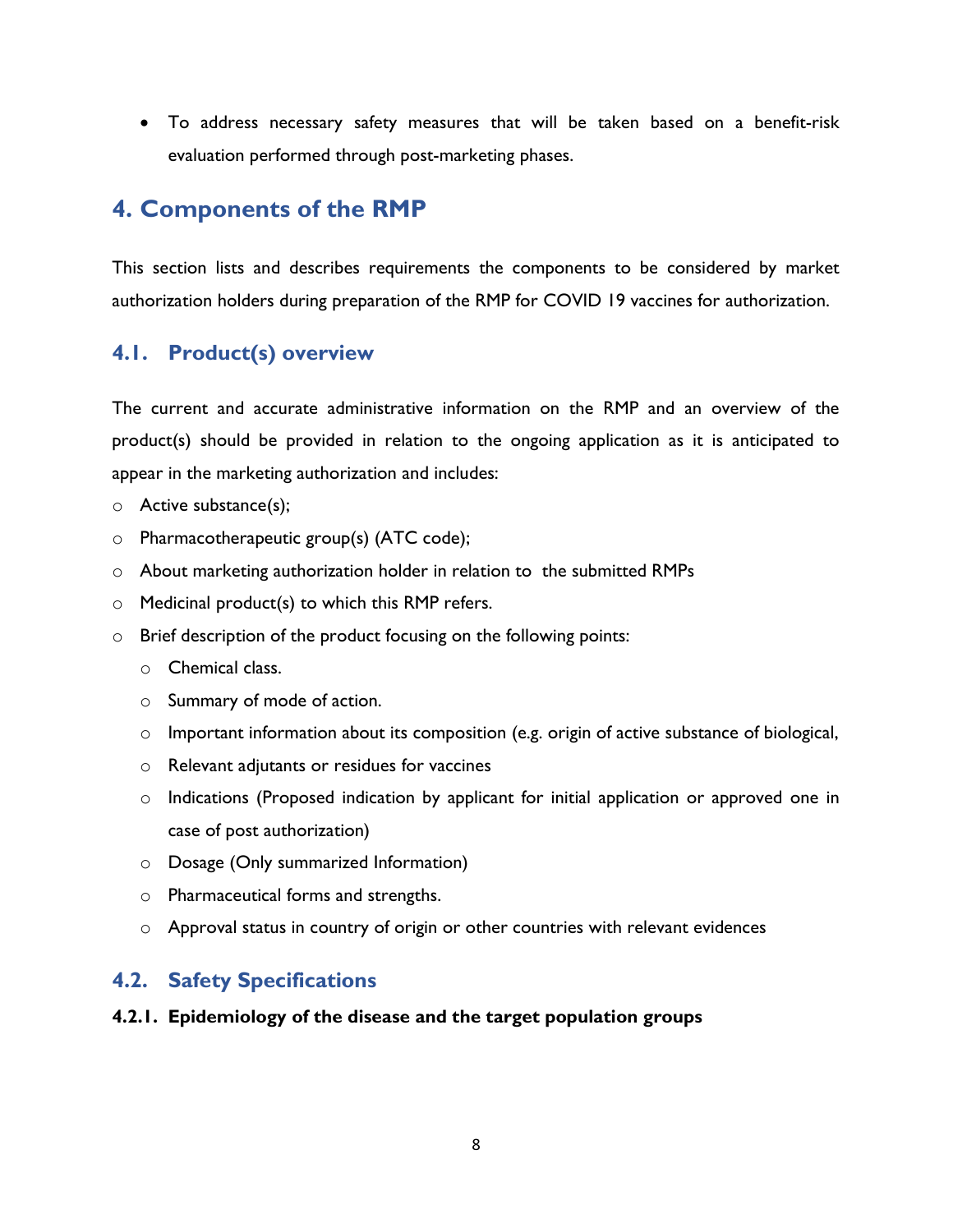- To address necessary safety measures that will be taken based on a benefit-risk evaluation performed through post-marketing phases.

## 4. Components of the RMP

This section lists and describes requirements the components to be considered by market authorization holders during preparation of the RMP for COVID 19 vaccines for authorization.

### 4.1. Product(s) overview

The current and accurate administrative information on the RMP and an overview of the product(s) should be provided in relation to the ongoing application as it is anticipated to appear in the marketing authorization and includes:

- Active substance(s);
- Pharmacotherapeutic group(s) (ATC code);
- About marketing authorization holder in relation to the submitted RMPs
- Medicinal product(s) to which this RMP refers.
- Brief description of the product focusing on the following points:
  - Chemical class.
  - Summary of mode of action.
  - Important information about its composition (e.g. origin of active substance of biological,
  - Relevant adjutants or residues for vaccines
  - Indications (Proposed indication by applicant for initial application or approved one in case of post authorization)
  - Dosage (Only summarized Information)
  - Pharmaceutical forms and strengths.
  - Approval status in country of origin or other countries with relevant evidences

### 4.2. Safety Specifications

#### 4.2.1. Epidemiology of the disease and the target population groups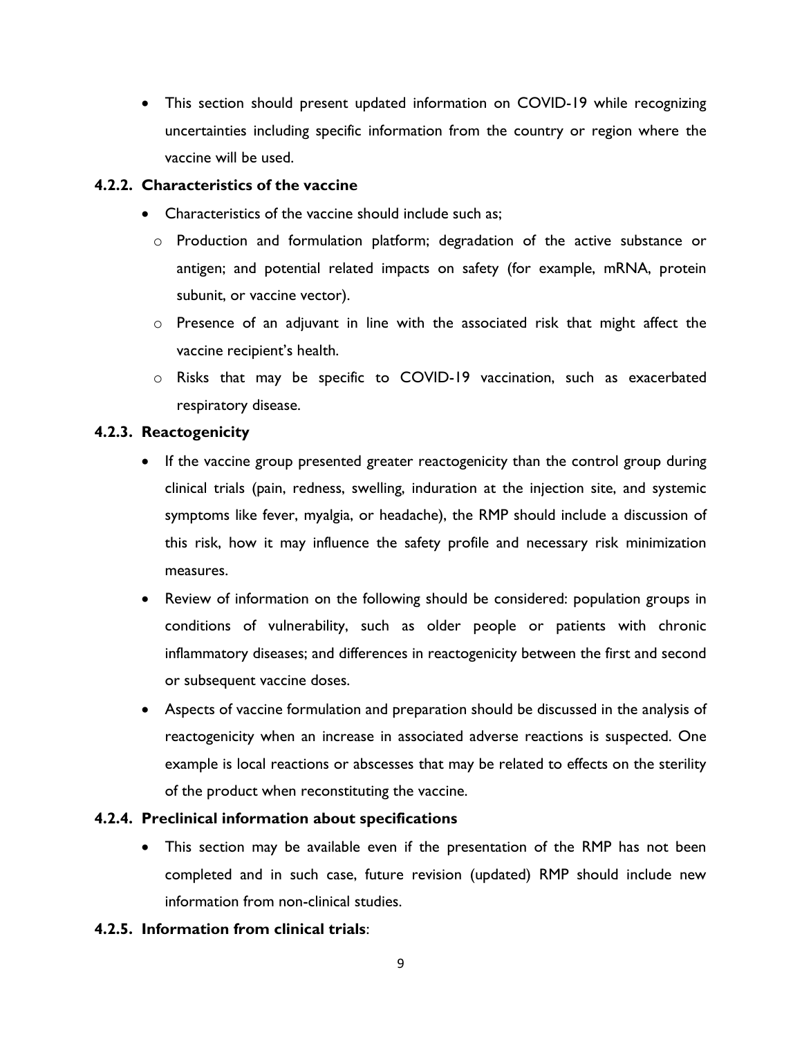- This section should present updated information on COVID-19 while recognizing uncertainties including specific information from the country or region where the vaccine will be used.

#### 4.2.2. Characteristics of the vaccine

- Characteristics of the vaccine should include such as;
  - Production and formulation platform; degradation of the active substance or antigen; and potential related impacts on safety (for example, mRNA, protein subunit, or vaccine vector).
  - Presence of an adjuvant in line with the associated risk that might affect the vaccine recipient's health.
  - Risks that may be specific to COVID-19 vaccination, such as exacerbated respiratory disease.

#### 4.2.3. Reactogenicity

- If the vaccine group presented greater reactogenicity than the control group during clinical trials (pain, redness, swelling, induration at the injection site, and systemic symptoms like fever, myalgia, or headache), the RMP should include a discussion of this risk, how it may influence the safety profile and necessary risk minimization measures.
- Review of information on the following should be considered: population groups in conditions of vulnerability, such as older people or patients with chronic inflammatory diseases; and differences in reactogenicity between the first and second or subsequent vaccine doses.
- Aspects of vaccine formulation and preparation should be discussed in the analysis of reactogenicity when an increase in associated adverse reactions is suspected. One example is local reactions or abscesses that may be related to effects on the sterility of the product when reconstituting the vaccine.

#### 4.2.4. Preclinical information about specifications

- This section may be available even if the presentation of the RMP has not been completed and in such case, future revision (updated) RMP should include new information from non-clinical studies.

#### 4.2.5. Information from clinical trials: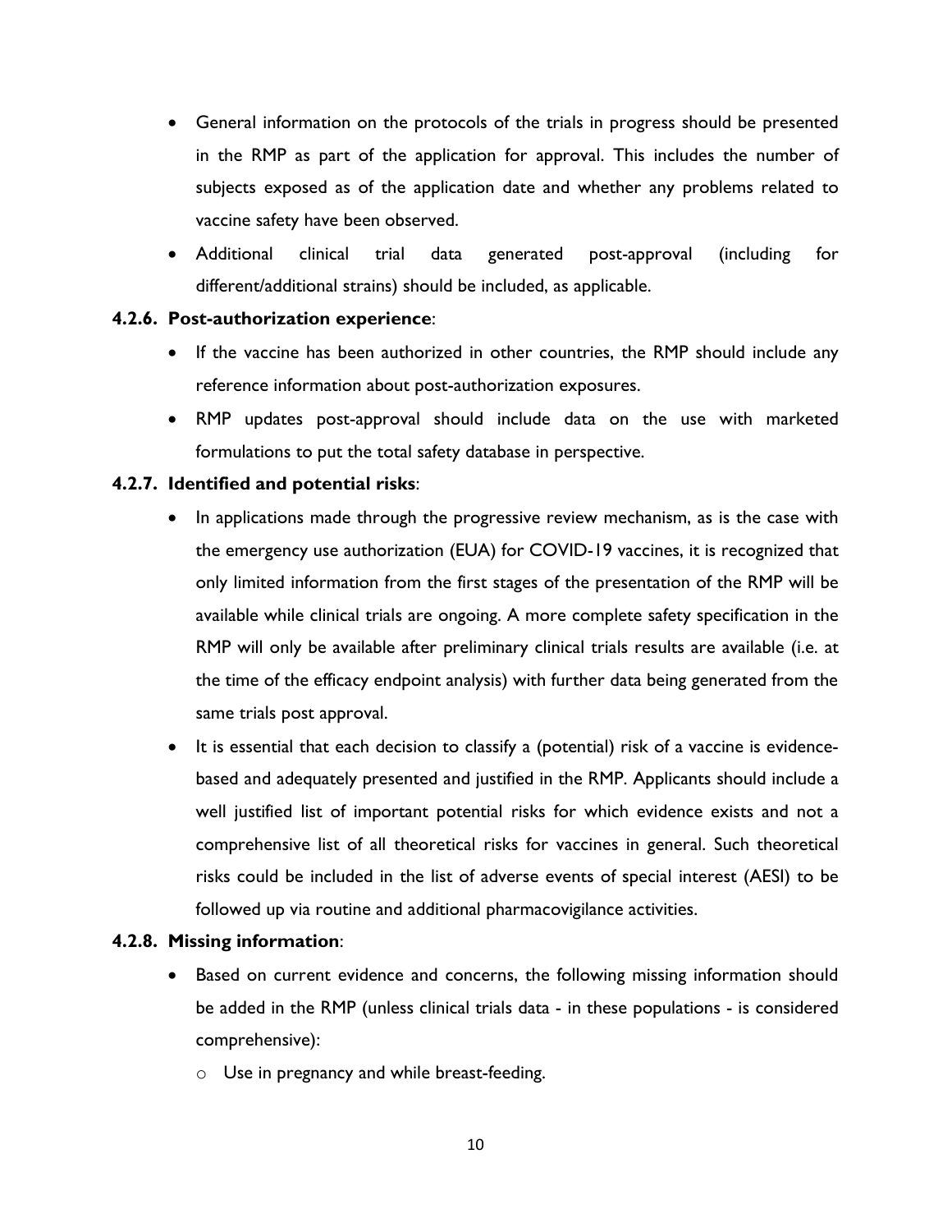- General information on the protocols of the trials in progress should be presented in the RMP as part of the application for approval. This includes the number of subjects exposed as of the application date and whether any problems related to vaccine safety have been observed.
- Additional clinical trial data generated post-approval (including for different/additional strains) should be included, as applicable.

#### 4.2.6. Post-authorization experience:

- If the vaccine has been authorized in other countries, the RMP should include any reference information about post-authorization exposures.
- RMP updates post-approval should include data on the use with marketed formulations to put the total safety database in perspective.

#### 4.2.7. Identified and potential risks:

- In applications made through the progressive review mechanism, as is the case with the emergency use authorization (EUA) for COVID-19 vaccines, it is recognized that only limited information from the first stages of the presentation of the RMP will be available while clinical trials are ongoing. A more complete safety specification in the RMP will only be available after preliminary clinical trials results are available (i.e. at the time of the efficacy endpoint analysis) with further data being generated from the same trials post approval.
- It is essential that each decision to classify a (potential) risk of a vaccine is evidence-based and adequately presented and justified in the RMP. Applicants should include a well justified list of important potential risks for which evidence exists and not a comprehensive list of all theoretical risks for vaccines in general. Such theoretical risks could be included in the list of adverse events of special interest (AESI) to be followed up via routine and additional pharmacovigilance activities.

#### 4.2.8. Missing information:

- Based on current evidence and concerns, the following missing information should be added in the RMP (unless clinical trials data - in these populations - is considered comprehensive):
  - Use in pregnancy and while breast-feeding.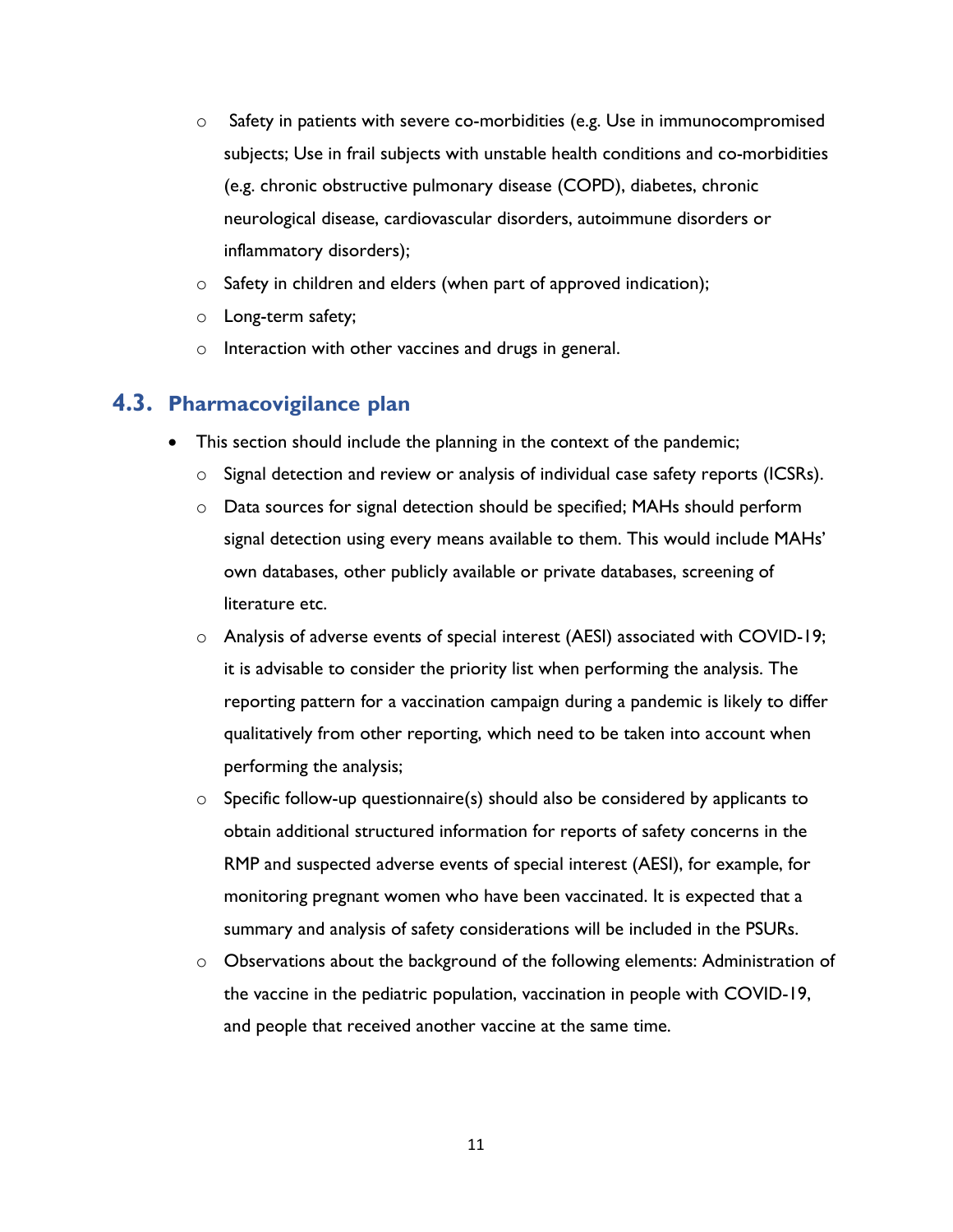- Safety in patients with severe co-morbidities (e.g. Use in immunocompromised subjects; Use in frail subjects with unstable health conditions and co-morbidities (e.g. chronic obstructive pulmonary disease (COPD), diabetes, chronic neurological disease, cardiovascular disorders, autoimmune disorders or inflammatory disorders);
  - Safety in children and elders (when part of approved indication);
  - Long-term safety;
  - Interaction with other vaccines and drugs in general.

## 4.3. Pharmacovigilance plan

- This section should include the planning in the context of the pandemic;
  - Signal detection and review or analysis of individual case safety reports (ICSRs).
  - Data sources for signal detection should be specified; MAHs should perform signal detection using every means available to them. This would include MAHs' own databases, other publicly available or private databases, screening of literature etc.
  - Analysis of adverse events of special interest (AESI) associated with COVID-19; it is advisable to consider the priority list when performing the analysis. The reporting pattern for a vaccination campaign during a pandemic is likely to differ qualitatively from other reporting, which need to be taken into account when performing the analysis;
  - Specific follow-up questionnaire(s) should also be considered by applicants to obtain additional structured information for reports of safety concerns in the RMP and suspected adverse events of special interest (AESI), for example, for monitoring pregnant women who have been vaccinated. It is expected that a summary and analysis of safety considerations will be included in the PSURs.
  - Observations about the background of the following elements: Administration of the vaccine in the pediatric population, vaccination in people with COVID-19, and people that received another vaccine at the same time.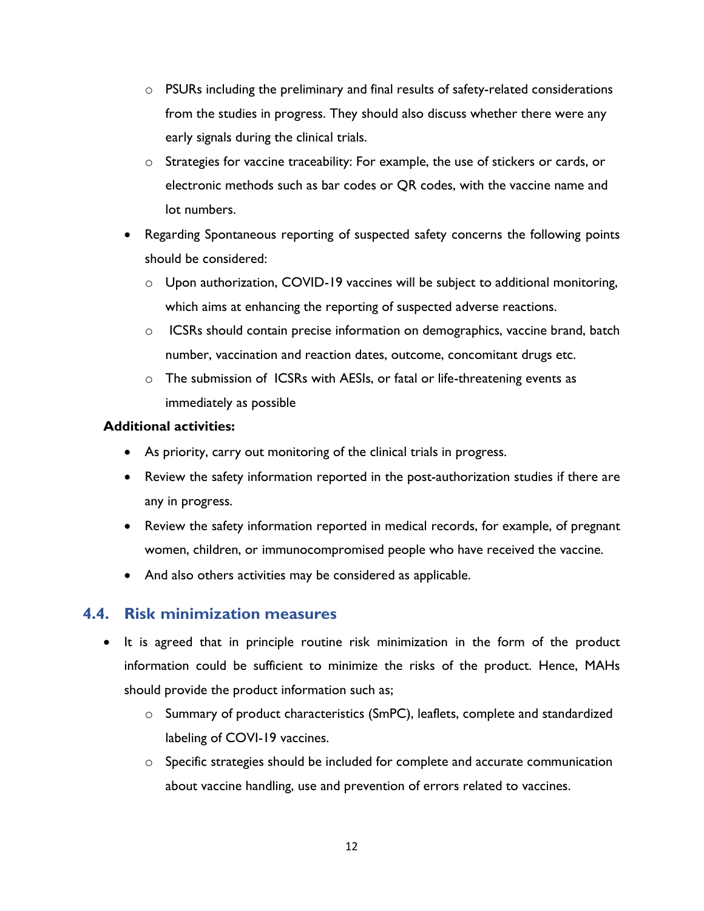- PSURs including the preliminary and final results of safety-related considerations from the studies in progress. They should also discuss whether there were any early signals during the clinical trials.
  - Strategies for vaccine traceability: For example, the use of stickers or cards, or electronic methods such as bar codes or QR codes, with the vaccine name and lot numbers.
- Regarding Spontaneous reporting of suspected safety concerns the following points should be considered:
  - Upon authorization, COVID-19 vaccines will be subject to additional monitoring, which aims at enhancing the reporting of suspected adverse reactions.
  - ICSRs should contain precise information on demographics, vaccine brand, batch number, vaccination and reaction dates, outcome, concomitant drugs etc.
  - The submission of ICSRs with AESIs, or fatal or life-threatening events as immediately as possible

**Additional activities:**

- As priority, carry out monitoring of the clinical trials in progress.
- Review the safety information reported in the post-authorization studies if there are any in progress.
- Review the safety information reported in medical records, for example, of pregnant women, children, or immunocompromised people who have received the vaccine.
- And also others activities may be considered as applicable.

## 4.4. Risk minimization measures

- It is agreed that in principle routine risk minimization in the form of the product information could be sufficient to minimize the risks of the product. Hence, MAHs should provide the product information such as;
  - Summary of product characteristics (SmPC), leaflets, complete and standardized labeling of COVI-19 vaccines.
  - Specific strategies should be included for complete and accurate communication about vaccine handling, use and prevention of errors related to vaccines.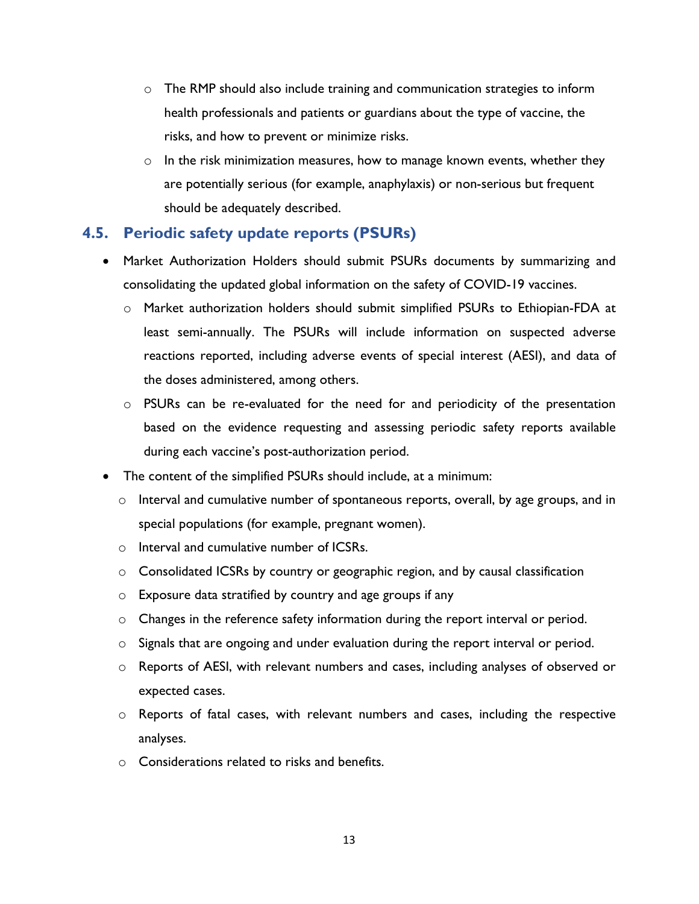- The RMP should also include training and communication strategies to inform health professionals and patients or guardians about the type of vaccine, the risks, and how to prevent or minimize risks.
- In the risk minimization measures, how to manage known events, whether they are potentially serious (for example, anaphylaxis) or non-serious but frequent should be adequately described.

## 4.5. Periodic safety update reports (PSURs)

- Market Authorization Holders should submit PSURs documents by summarizing and consolidating the updated global information on the safety of COVID-19 vaccines.
  - Market authorization holders should submit simplified PSURs to Ethiopian-FDA at least semi-annually. The PSURs will include information on suspected adverse reactions reported, including adverse events of special interest (AESI), and data of the doses administered, among others.
  - PSURs can be re-evaluated for the need for and periodicity of the presentation based on the evidence requesting and assessing periodic safety reports available during each vaccine's post-authorization period.
- The content of the simplified PSURs should include, at a minimum:
  - Interval and cumulative number of spontaneous reports, overall, by age groups, and in special populations (for example, pregnant women).
  - Interval and cumulative number of ICSRs.
  - Consolidated ICSRs by country or geographic region, and by causal classification
  - Exposure data stratified by country and age groups if any
  - Changes in the reference safety information during the report interval or period.
  - Signals that are ongoing and under evaluation during the report interval or period.
  - Reports of AESI, with relevant numbers and cases, including analyses of observed or expected cases.
  - Reports of fatal cases, with relevant numbers and cases, including the respective analyses.
  - Considerations related to risks and benefits.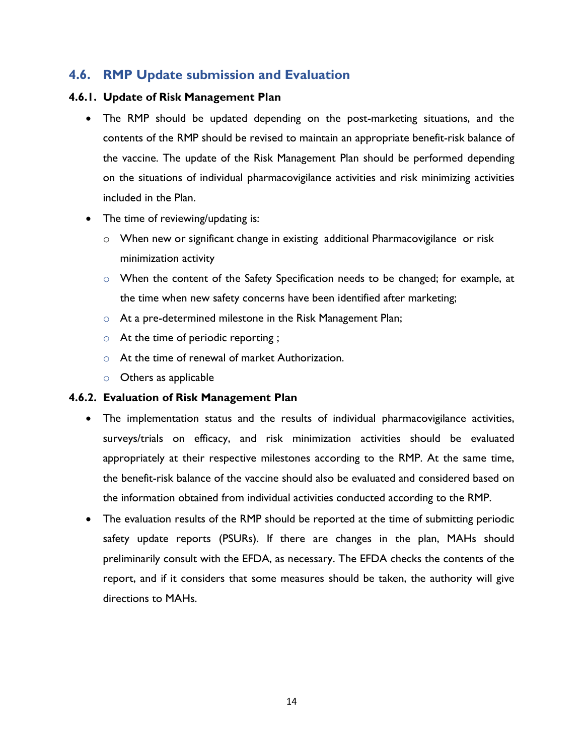## 4.6. RMP Update submission and Evaluation

### 4.6.1. Update of Risk Management Plan

- The RMP should be updated depending on the post-marketing situations, and the contents of the RMP should be revised to maintain an appropriate benefit-risk balance of the vaccine. The update of the Risk Management Plan should be performed depending on the situations of individual pharmacovigilance activities and risk minimizing activities included in the Plan.
- The time of reviewing/updating is:
  - When new or significant change in existing additional Pharmacovigilance or risk minimization activity
  - When the content of the Safety Specification needs to be changed; for example, at the time when new safety concerns have been identified after marketing;
  - At a pre-determined milestone in the Risk Management Plan;
  - At the time of periodic reporting ;
  - At the time of renewal of market Authorization.
  - Others as applicable

### 4.6.2. Evaluation of Risk Management Plan

- The implementation status and the results of individual pharmacovigilance activities, surveys/trials on efficacy, and risk minimization activities should be evaluated appropriately at their respective milestones according to the RMP. At the same time, the benefit-risk balance of the vaccine should also be evaluated and considered based on the information obtained from individual activities conducted according to the RMP.
- The evaluation results of the RMP should be reported at the time of submitting periodic safety update reports (PSURs). If there are changes in the plan, MAHs should preliminarily consult with the EFDA, as necessary. The EFDA checks the contents of the report, and if it considers that some measures should be taken, the authority will give directions to MAHs.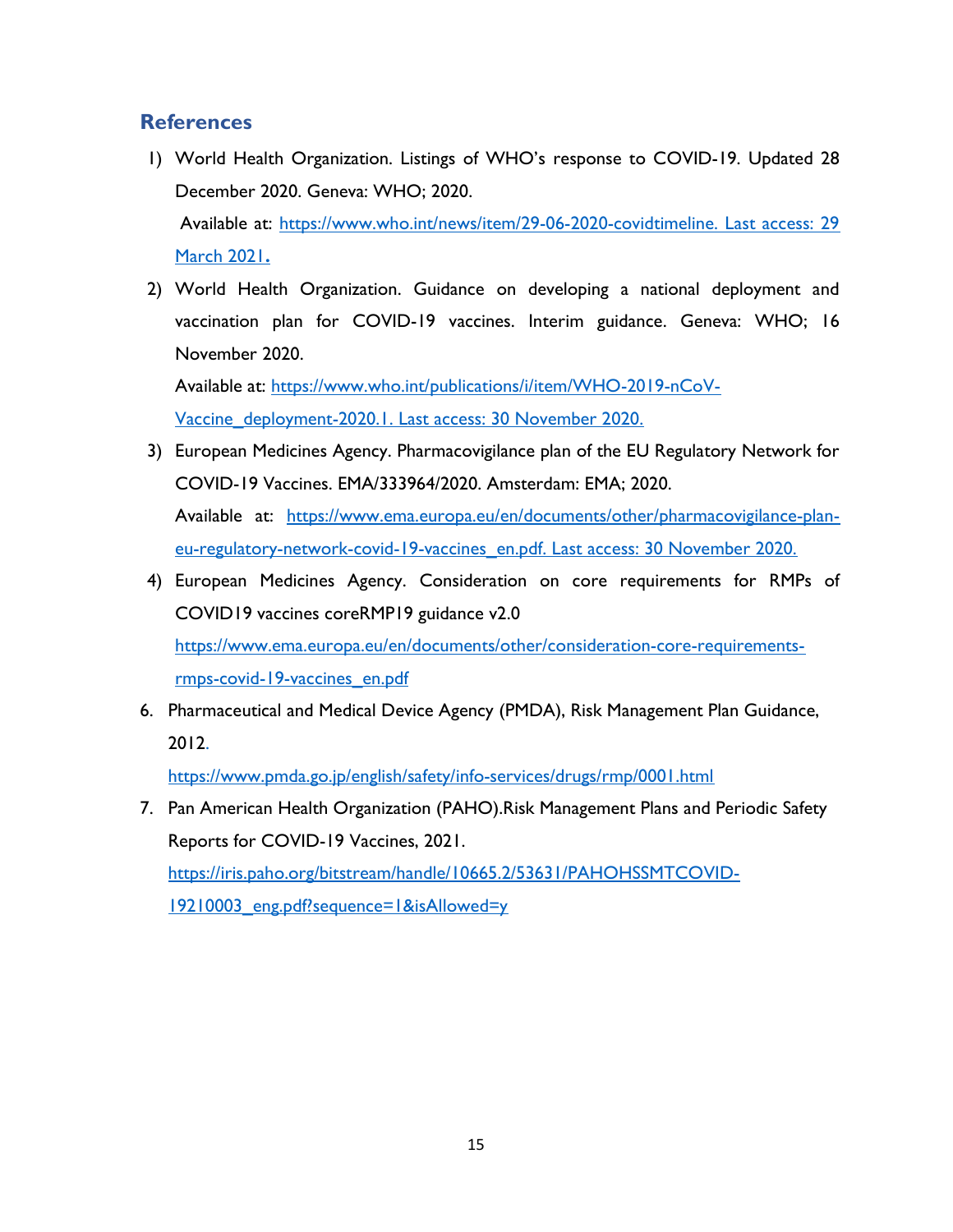## References

1) World Health Organization. Listings of WHO's response to COVID-19. Updated 28 December 2020. Geneva: WHO; 2020.
   Available at: https://www.who.int/news/item/29-06-2020-covidtimeline. Last access: 29 March 2021.

2) World Health Organization. Guidance on developing a national deployment and vaccination plan for COVID-19 vaccines. Interim guidance. Geneva: WHO; 16 November 2020.
   Available at: https://www.who.int/publications/i/item/WHO-2019-nCoV-Vaccine_deployment-2020.1. Last access: 30 November 2020.

3) European Medicines Agency. Pharmacovigilance plan of the EU Regulatory Network for COVID-19 Vaccines. EMA/333964/2020. Amsterdam: EMA; 2020.
   Available at: https://www.ema.europa.eu/en/documents/other/pharmacovigilance-plan-eu-regulatory-network-covid-19-vaccines_en.pdf. Last access: 30 November 2020.

4) European Medicines Agency. Consideration on core requirements for RMPs of COVID19 vaccines coreRMP19 guidance v2.0
   https://www.ema.europa.eu/en/documents/other/consideration-core-requirements-rmps-covid-19-vaccines_en.pdf

6. Pharmaceutical and Medical Device Agency (PMDA), Risk Management Plan Guidance, 2012.
   https://www.pmda.go.jp/english/safety/info-services/drugs/rmp/0001.html

7. Pan American Health Organization (PAHO).Risk Management Plans and Periodic Safety Reports for COVID-19 Vaccines, 2021.
   https://iris.paho.org/bitstream/handle/10665.2/53631/PAHOHSSMTCOVID-19210003_eng.pdf?sequence=1&isAllowed=y